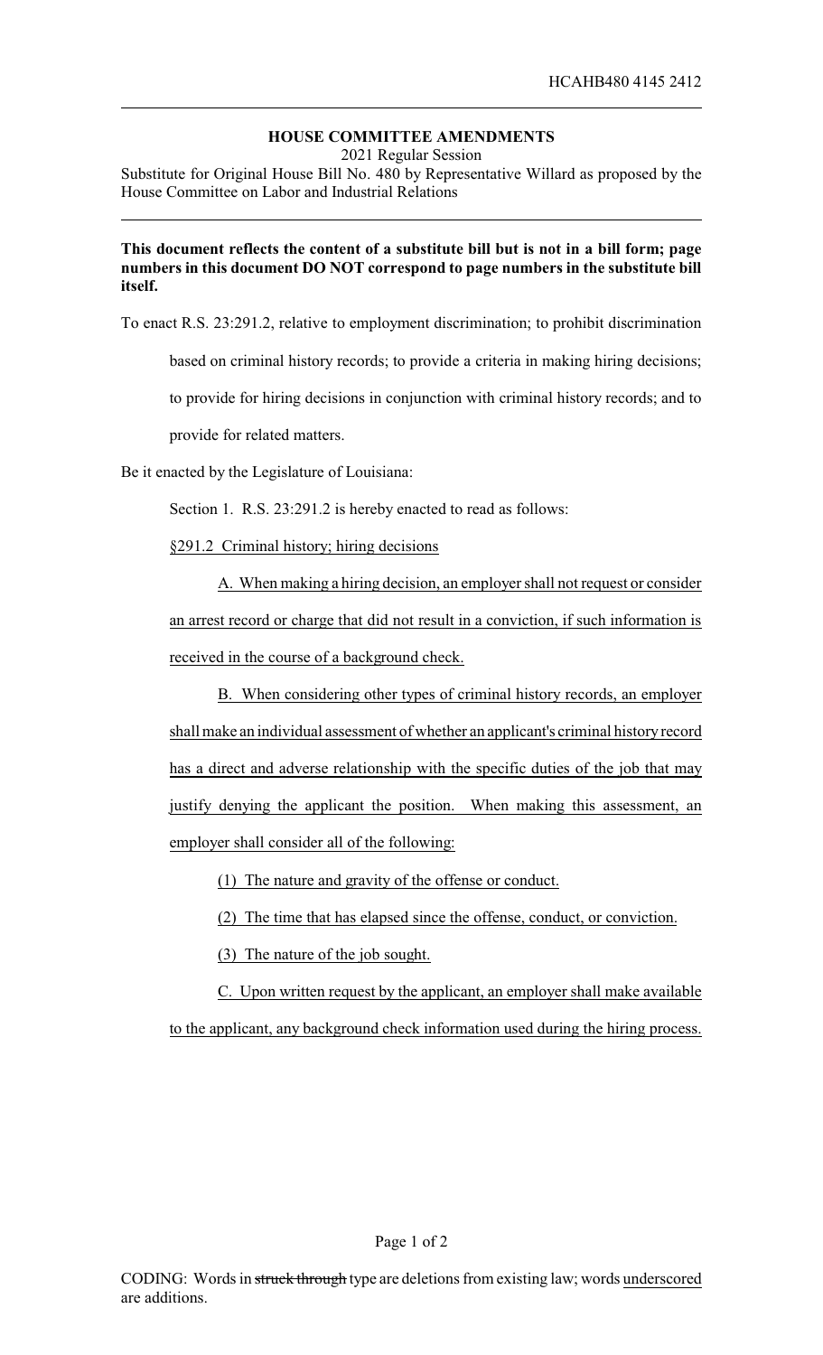HCAHB480 4145 2412

## HOUSE COMMITTEE AMENDMENTS

2021 Regular Session

Substitute for Original House Bill No. 480 by Representative Willard as proposed by the House Committee on Labor and Industrial Relations

**This document reflects the content of a substitute bill but is not in a bill form; page numbers in this document DO NOT correspond to page numbers in the substitute bill itself.**

To enact R.S. 23:291.2, relative to employment discrimination; to prohibit discrimination based on criminal history records; to provide a criteria in making hiring decisions; to provide for hiring decisions in conjunction with criminal history records; and to provide for related matters.

Be it enacted by the Legislature of Louisiana:

Section 1. R.S. 23:291.2 is hereby enacted to read as follows:

<u>§291.2 Criminal history; hiring decisions</u>

<u>A. When making a hiring decision, an employer shall not request or consider an arrest record or charge that did not result in a conviction, if such information is received in the course of a background check.</u>

<u>B. When considering other types of criminal history records, an employer shall make an individual assessment of whether an applicant's criminal history record has a direct and adverse relationship with the specific duties of the job that may justify denying the applicant the position. When making this assessment, an employer shall consider all of the following:</u>

<u>(1) The nature and gravity of the offense or conduct.</u>

<u>(2) The time that has elapsed since the offense, conduct, or conviction.</u>

<u>(3) The nature of the job sought.</u>

<u>C. Upon written request by the applicant, an employer shall make available to the applicant, any background check information used during the hiring process.</u>

CODING: Words in ~~struck through~~ type are deletions from existing law; words <u>underscored</u> are additions.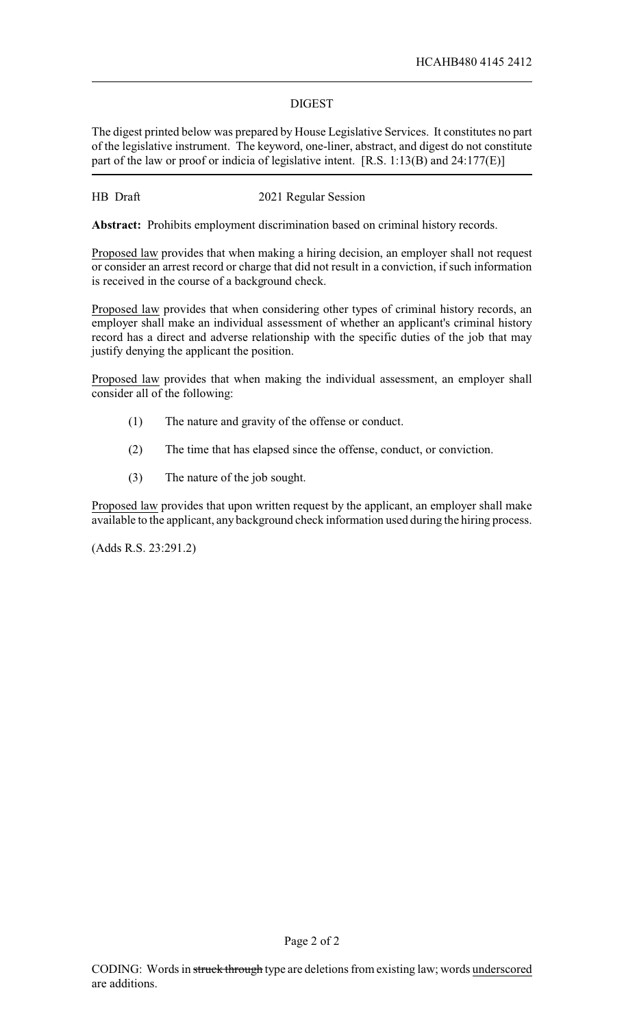## DIGEST

The digest printed below was prepared by House Legislative Services. It constitutes no part of the legislative instrument. The keyword, one-liner, abstract, and digest do not constitute part of the law or proof or indicia of legislative intent. [R.S. 1:13(B) and 24:177(E)]

HB Draft 2021 Regular Session

**Abstract:** Prohibits employment discrimination based on criminal history records.

Proposed law provides that when making a hiring decision, an employer shall not request or consider an arrest record or charge that did not result in a conviction, if such information is received in the course of a background check.

Proposed law provides that when considering other types of criminal history records, an employer shall make an individual assessment of whether an applicant's criminal history record has a direct and adverse relationship with the specific duties of the job that may justify denying the applicant the position.

Proposed law provides that when making the individual assessment, an employer shall consider all of the following:

(1) The nature and gravity of the offense or conduct.

(2) The time that has elapsed since the offense, conduct, or conviction.

(3) The nature of the job sought.

Proposed law provides that upon written request by the applicant, an employer shall make available to the applicant, any background check information used during the hiring process.

(Adds R.S. 23:291.2)

CODING: Words in ~~struck through~~ type are deletions from existing law; words underscored are additions.